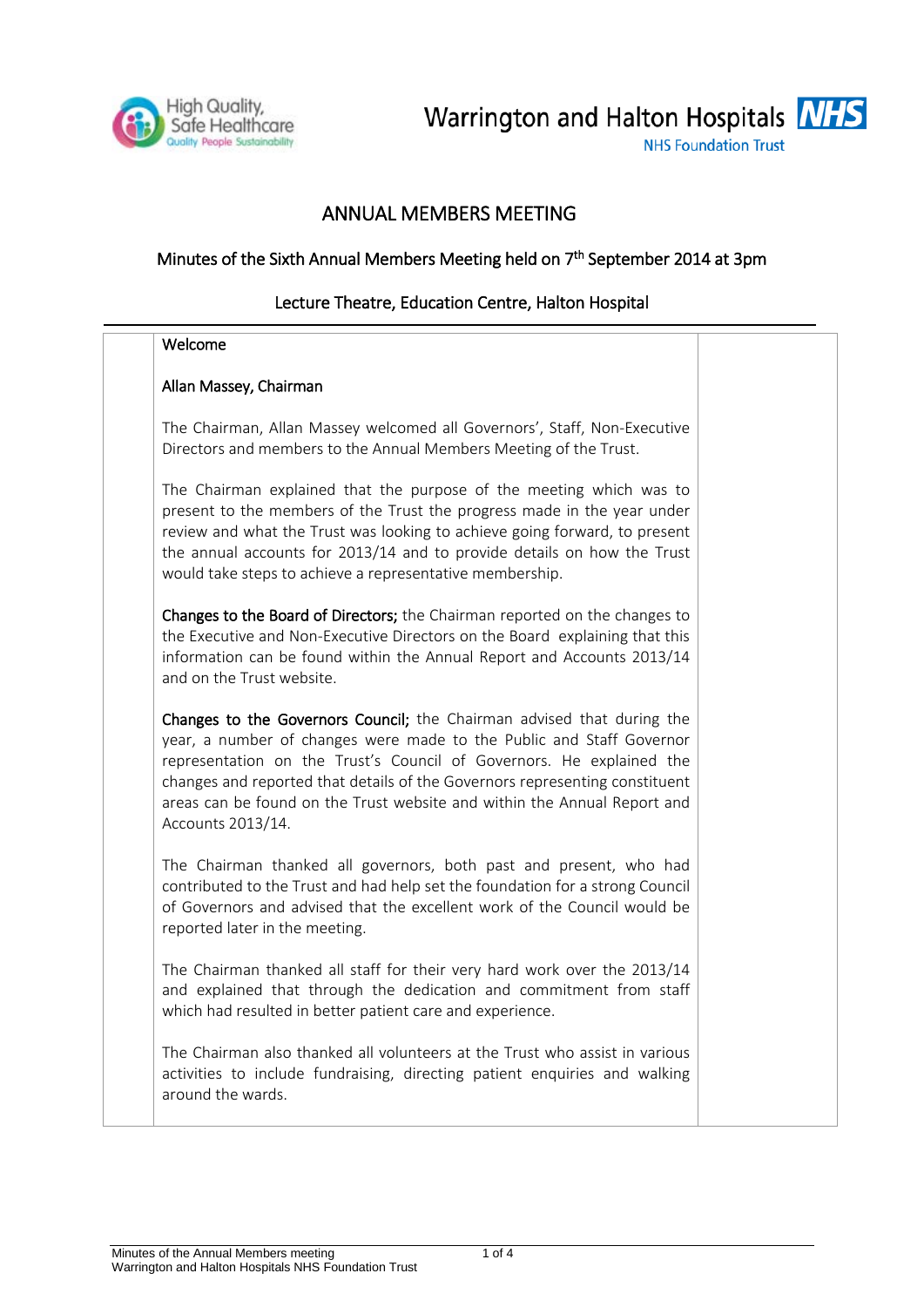Warrington and Halton Hospitals NHS Foundation Trust

# ANNUAL MEMBERS MEETING

## Minutes of the Sixth Annual Members Meeting held on 7th September 2014 at 3pm

### Lecture Theatre, Education Centre, Halton Hospital

**Welcome**

**Allan Massey, Chairman**

The Chairman, Allan Massey welcomed all Governors', Staff, Non-Executive Directors and members to the Annual Members Meeting of the Trust.

The Chairman explained that the purpose of the meeting which was to present to the members of the Trust the progress made in the year under review and what the Trust was looking to achieve going forward, to present the annual accounts for 2013/14 and to provide details on how the Trust would take steps to achieve a representative membership.

**Changes to the Board of Directors;** the Chairman reported on the changes to the Executive and Non-Executive Directors on the Board explaining that this information can be found within the Annual Report and Accounts 2013/14 and on the Trust website.

**Changes to the Governors Council;** the Chairman advised that during the year, a number of changes were made to the Public and Staff Governor representation on the Trust's Council of Governors. He explained the changes and reported that details of the Governors representing constituent areas can be found on the Trust website and within the Annual Report and Accounts 2013/14.

The Chairman thanked all governors, both past and present, who had contributed to the Trust and had help set the foundation for a strong Council of Governors and advised that the excellent work of the Council would be reported later in the meeting.

The Chairman thanked all staff for their very hard work over the 2013/14 and explained that through the dedication and commitment from staff which had resulted in better patient care and experience.

The Chairman also thanked all volunteers at the Trust who assist in various activities to include fundraising, directing patient enquiries and walking around the wards.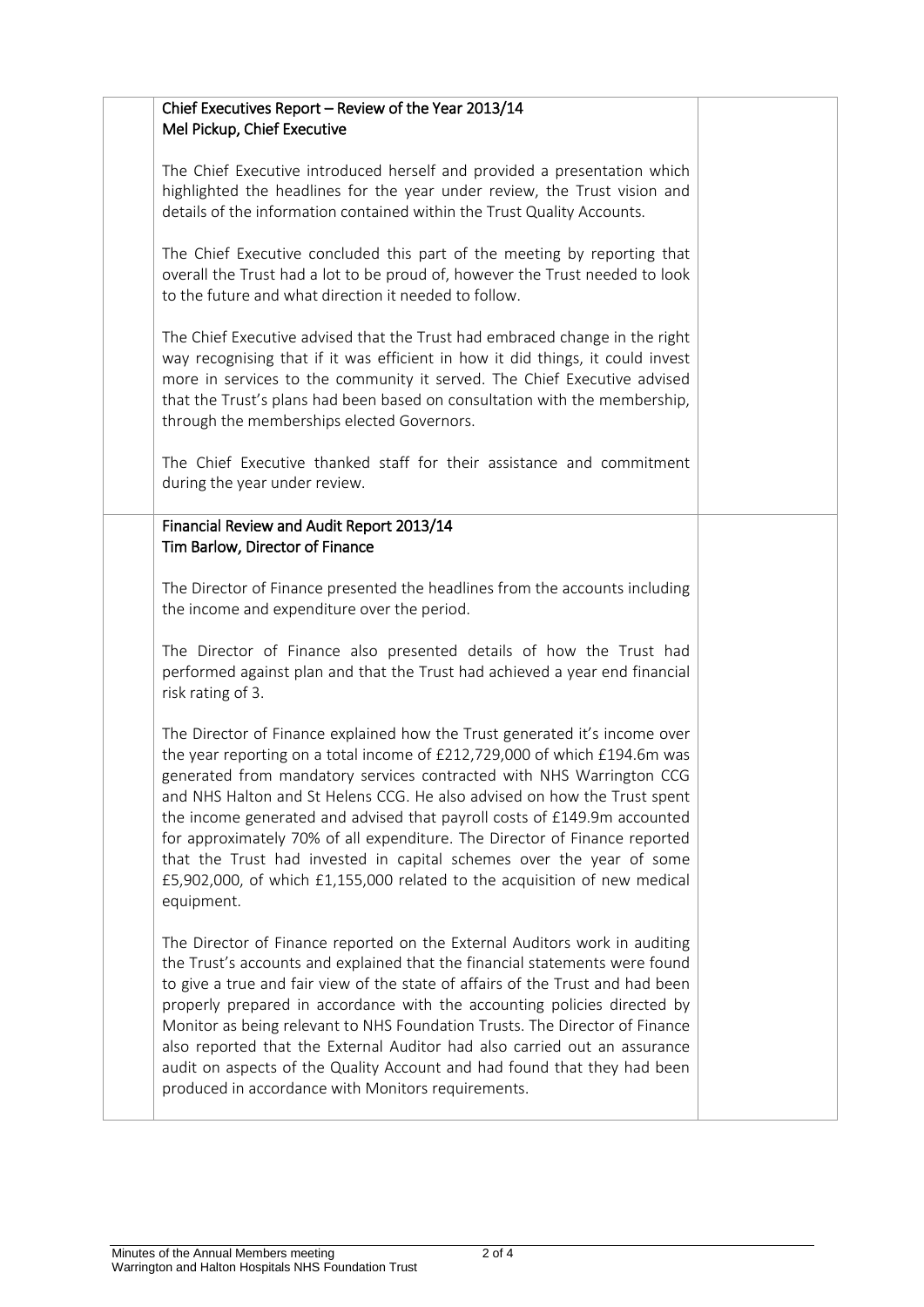**Chief Executives Report – Review of the Year 2013/14**
**Mel Pickup, Chief Executive**

The Chief Executive introduced herself and provided a presentation which highlighted the headlines for the year under review, the Trust vision and details of the information contained within the Trust Quality Accounts.

The Chief Executive concluded this part of the meeting by reporting that overall the Trust had a lot to be proud of, however the Trust needed to look to the future and what direction it needed to follow.

The Chief Executive advised that the Trust had embraced change in the right way recognising that if it was efficient in how it did things, it could invest more in services to the community it served. The Chief Executive advised that the Trust's plans had been based on consultation with the membership, through the memberships elected Governors.

The Chief Executive thanked staff for their assistance and commitment during the year under review.

**Financial Review and Audit Report 2013/14**
**Tim Barlow, Director of Finance**

The Director of Finance presented the headlines from the accounts including the income and expenditure over the period.

The Director of Finance also presented details of how the Trust had performed against plan and that the Trust had achieved a year end financial risk rating of 3.

The Director of Finance explained how the Trust generated it's income over the year reporting on a total income of £212,729,000 of which £194.6m was generated from mandatory services contracted with NHS Warrington CCG and NHS Halton and St Helens CCG. He also advised on how the Trust spent the income generated and advised that payroll costs of £149.9m accounted for approximately 70% of all expenditure. The Director of Finance reported that the Trust had invested in capital schemes over the year of some £5,902,000, of which £1,155,000 related to the acquisition of new medical equipment.

The Director of Finance reported on the External Auditors work in auditing the Trust's accounts and explained that the financial statements were found to give a true and fair view of the state of affairs of the Trust and had been properly prepared in accordance with the accounting policies directed by Monitor as being relevant to NHS Foundation Trusts. The Director of Finance also reported that the External Auditor had also carried out an assurance audit on aspects of the Quality Account and had found that they had been produced in accordance with Monitors requirements.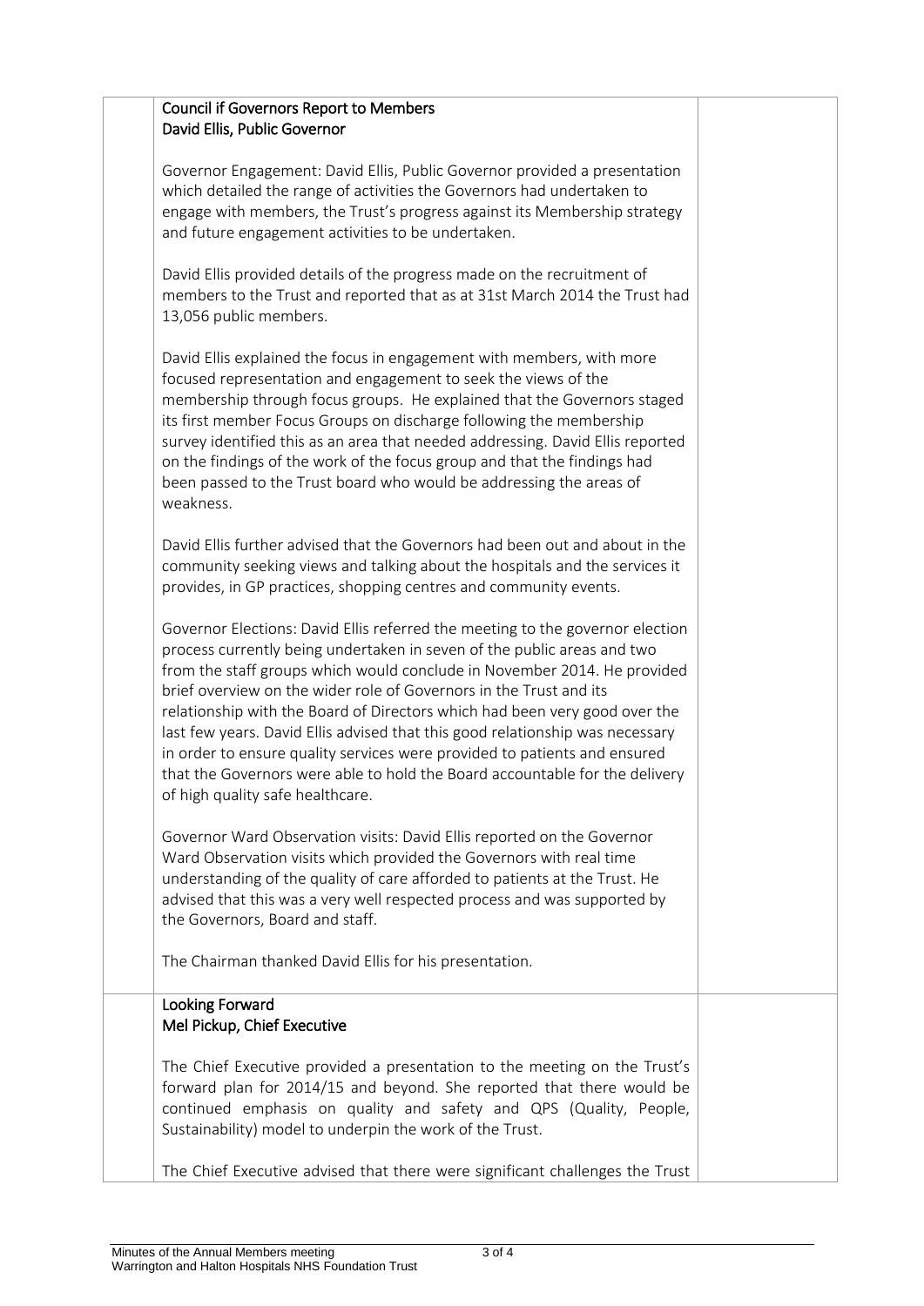**Council if Governors Report to Members**
**David Ellis, Public Governor**

Governor Engagement: David Ellis, Public Governor provided a presentation which detailed the range of activities the Governors had undertaken to engage with members, the Trust's progress against its Membership strategy and future engagement activities to be undertaken.

David Ellis provided details of the progress made on the recruitment of members to the Trust and reported that as at 31st March 2014 the Trust had 13,056 public members.

David Ellis explained the focus in engagement with members, with more focused representation and engagement to seek the views of the membership through focus groups. He explained that the Governors staged its first member Focus Groups on discharge following the membership survey identified this as an area that needed addressing. David Ellis reported on the findings of the work of the focus group and that the findings had been passed to the Trust board who would be addressing the areas of weakness.

David Ellis further advised that the Governors had been out and about in the community seeking views and talking about the hospitals and the services it provides, in GP practices, shopping centres and community events.

Governor Elections: David Ellis referred the meeting to the governor election process currently being undertaken in seven of the public areas and two from the staff groups which would conclude in November 2014. He provided brief overview on the wider role of Governors in the Trust and its relationship with the Board of Directors which had been very good over the last few years. David Ellis advised that this good relationship was necessary in order to ensure quality services were provided to patients and ensured that the Governors were able to hold the Board accountable for the delivery of high quality safe healthcare.

Governor Ward Observation visits: David Ellis reported on the Governor Ward Observation visits which provided the Governors with real time understanding of the quality of care afforded to patients at the Trust. He advised that this was a very well respected process and was supported by the Governors, Board and staff.

The Chairman thanked David Ellis for his presentation.

**Looking Forward**
**Mel Pickup, Chief Executive**

The Chief Executive provided a presentation to the meeting on the Trust's forward plan for 2014/15 and beyond. She reported that there would be continued emphasis on quality and safety and QPS (Quality, People, Sustainability) model to underpin the work of the Trust.

The Chief Executive advised that there were significant challenges the Trust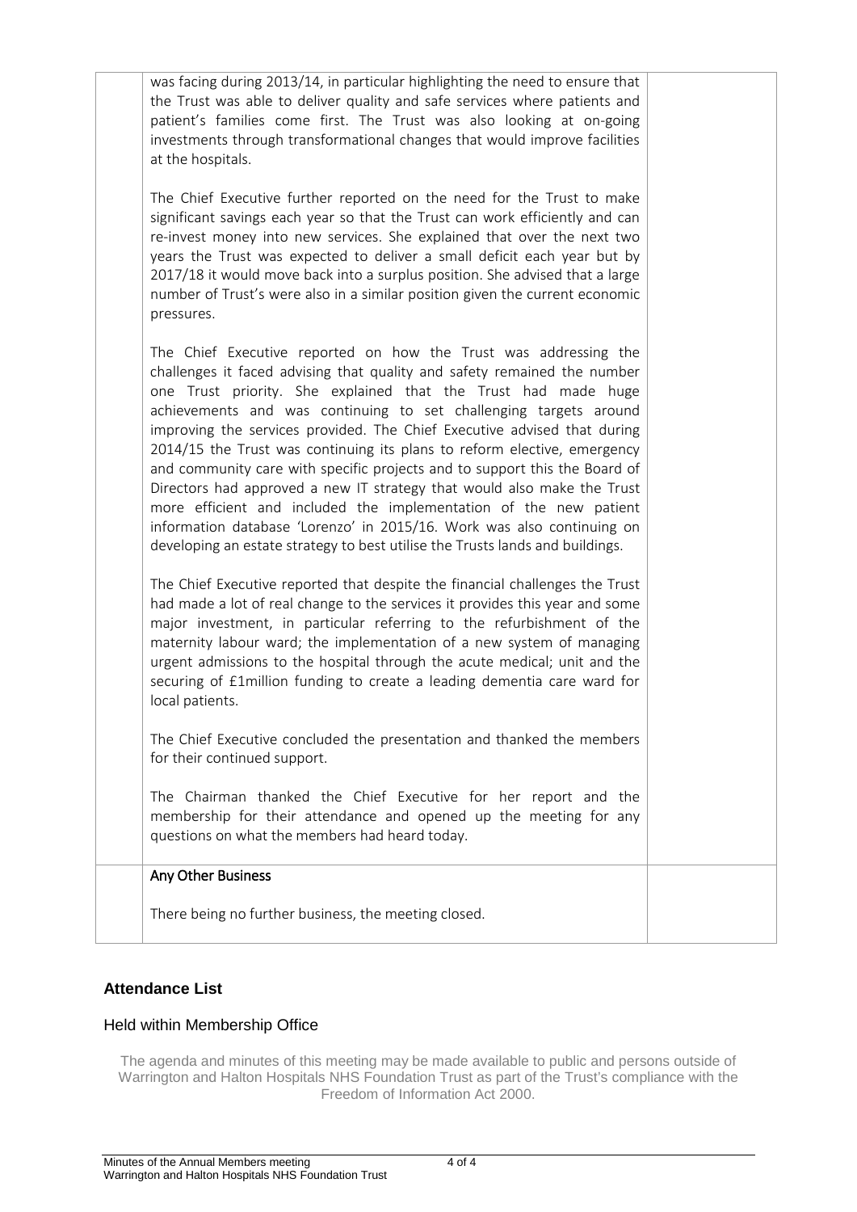| | | |
|---|---|---|
| | was facing during 2013/14, in particular highlighting the need to ensure that the Trust was able to deliver quality and safe services where patients and patient's families come first. The Trust was also looking at on-going investments through transformational changes that would improve facilities at the hospitals.<br><br>The Chief Executive further reported on the need for the Trust to make significant savings each year so that the Trust can work efficiently and can re-invest money into new services. She explained that over the next two years the Trust was expected to deliver a small deficit each year but by 2017/18 it would move back into a surplus position. She advised that a large number of Trust's were also in a similar position given the current economic pressures.<br><br>The Chief Executive reported on how the Trust was addressing the challenges it faced advising that quality and safety remained the number one Trust priority. She explained that the Trust had made huge achievements and was continuing to set challenging targets around improving the services provided. The Chief Executive advised that during 2014/15 the Trust was continuing its plans to reform elective, emergency and community care with specific projects and to support this the Board of Directors had approved a new IT strategy that would also make the Trust more efficient and included the implementation of the new patient information database 'Lorenzo' in 2015/16. Work was also continuing on developing an estate strategy to best utilise the Trusts lands and buildings.<br><br>The Chief Executive reported that despite the financial challenges the Trust had made a lot of real change to the services it provides this year and some major investment, in particular referring to the refurbishment of the maternity labour ward; the implementation of a new system of managing urgent admissions to the hospital through the acute medical; unit and the securing of £1million funding to create a leading dementia care ward for local patients.<br><br>The Chief Executive concluded the presentation and thanked the members for their continued support.<br><br>The Chairman thanked the Chief Executive for her report and the membership for their attendance and opened up the meeting for any questions on what the members had heard today. | |
| | **Any Other Business**<br><br>There being no further business, the meeting closed. | |

## Attendance List

### Held within Membership Office

The agenda and minutes of this meeting may be made available to public and persons outside of Warrington and Halton Hospitals NHS Foundation Trust as part of the Trust's compliance with the Freedom of Information Act 2000.